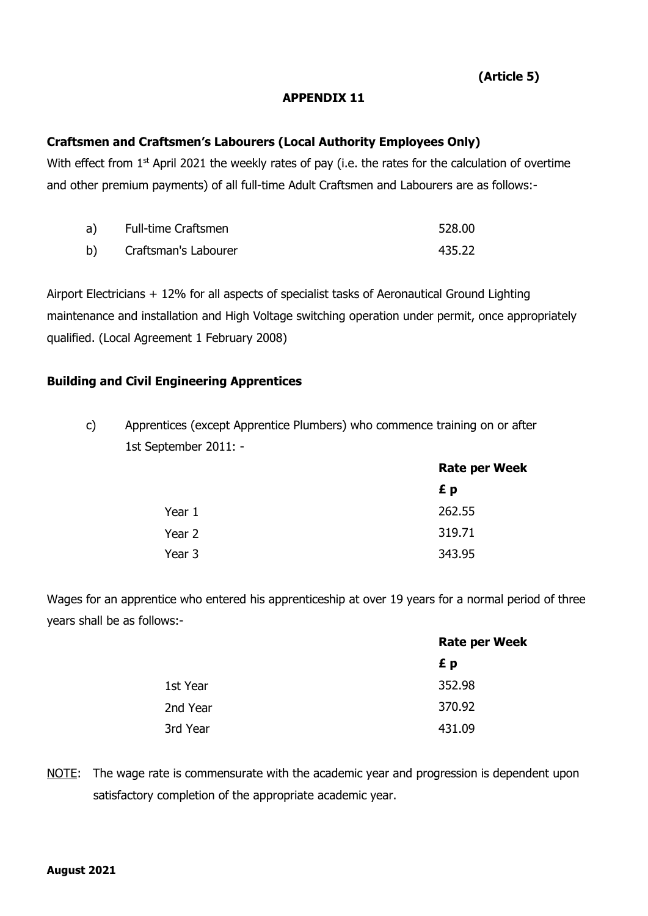**(Article 5)**

# APPENDIX 11

## Craftsmen and Craftsmen's Labourers (Local Authority Employees Only)

With effect from 1st April 2021 the weekly rates of pay (i.e. the rates for the calculation of overtime and other premium payments) of all full-time Adult Craftsmen and Labourers are as follows:-

| | | |
|---|---|---|
| a) | Full-time Craftsmen | 528.00 |
| b) | Craftsman's Labourer | 435.22 |

Airport Electricians + 12% for all aspects of specialist tasks of Aeronautical Ground Lighting maintenance and installation and High Voltage switching operation under permit, once appropriately qualified. (Local Agreement 1 February 2008)

## Building and Civil Engineering Apprentices

c) Apprentices (except Apprentice Plumbers) who commence training on or after 1st September 2011: -

| | Rate per Week |
|---|---|
| | **£ p** |
| Year 1 | 262.55 |
| Year 2 | 319.71 |
| Year 3 | 343.95 |

Wages for an apprentice who entered his apprenticeship at over 19 years for a normal period of three years shall be as follows:-

| | Rate per Week |
|---|---|
| | **£ p** |
| 1st Year | 352.98 |
| 2nd Year | 370.92 |
| 3rd Year | 431.09 |

NOTE: The wage rate is commensurate with the academic year and progression is dependent upon satisfactory completion of the appropriate academic year.

**August 2021**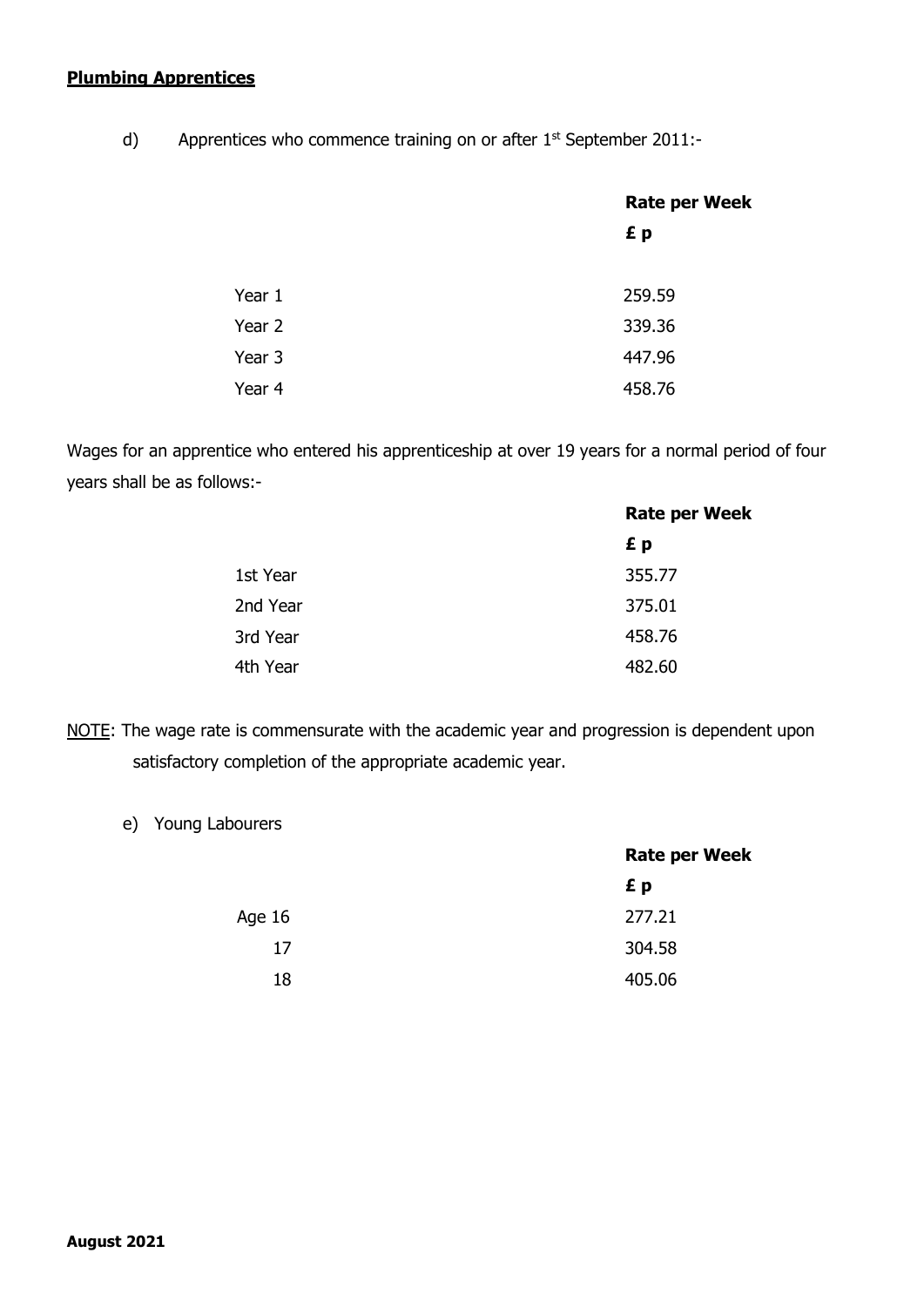**Plumbing Apprentices**

d) Apprentices who commence training on or after 1st September 2011:-

| | Rate per Week<br>£ p |
|---|---|
| Year 1 | 259.59 |
| Year 2 | 339.36 |
| Year 3 | 447.96 |
| Year 4 | 458.76 |

Wages for an apprentice who entered his apprenticeship at over 19 years for a normal period of four years shall be as follows:-

| | Rate per Week<br>£ p |
|---|---|
| 1st Year | 355.77 |
| 2nd Year | 375.01 |
| 3rd Year | 458.76 |
| 4th Year | 482.60 |

NOTE: The wage rate is commensurate with the academic year and progression is dependent upon satisfactory completion of the appropriate academic year.

e) Young Labourers

| | Rate per Week<br>£ p |
|---|---|
| Age 16 | 277.21 |
| 17 | 304.58 |
| 18 | 405.06 |

**August 2021**